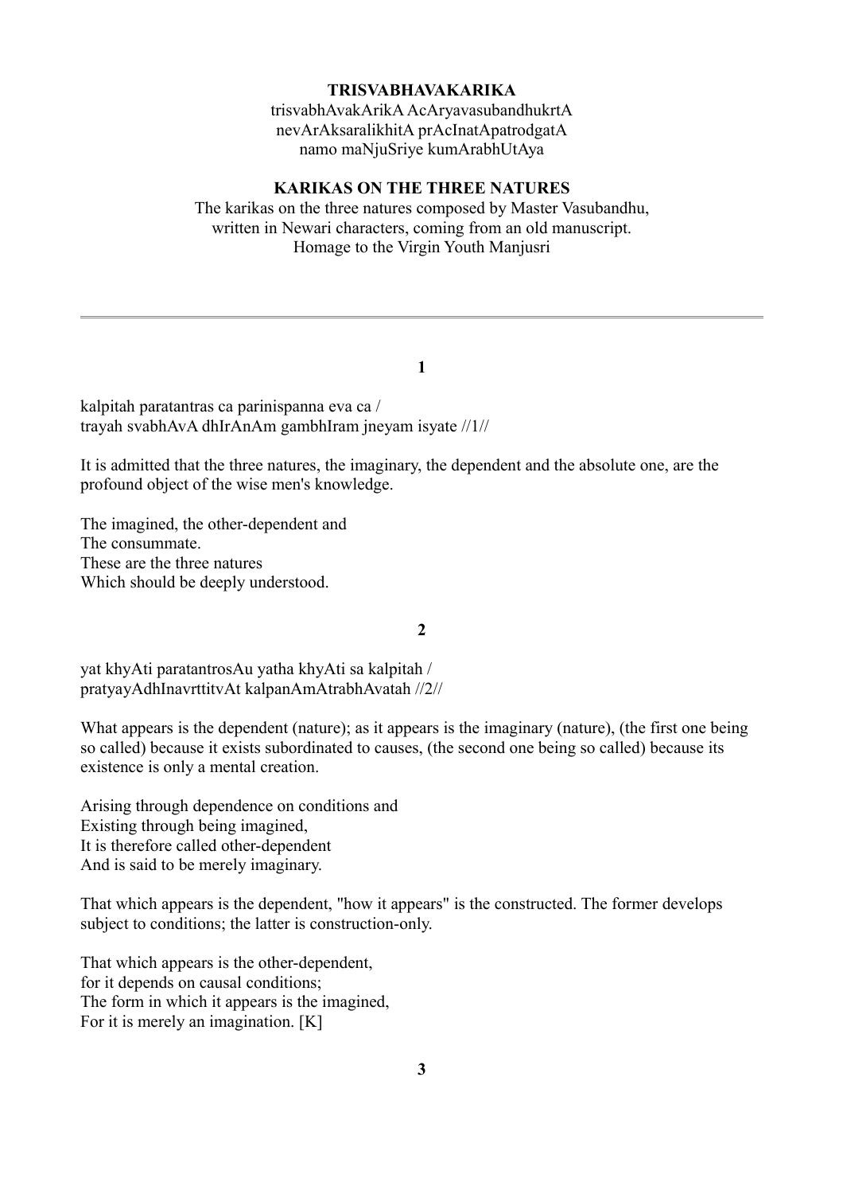**TRISVABHAVAKARIKA**

trisvabhAvakArikA AcAryavasubandhukrtA
nevArAksaralikhitA prAcInatApatrodgatA
namo maNjuSriye kumArabhUtAya

**KARIKAS ON THE THREE NATURES**

The karikas on the three natures composed by Master Vasubandhu,
written in Newari characters, coming from an old manuscript.
Homage to the Virgin Youth Manjusri

---

**1**

kalpitah paratantras ca parinispanna eva ca /
trayah svabhAvA dhIrAnAm gambhIram jneyam isyate //1//

It is admitted that the three natures, the imaginary, the dependent and the absolute one, are the profound object of the wise men's knowledge.

The imagined, the other-dependent and
The consummate.
These are the three natures
Which should be deeply understood.

**2**

yat khyAti paratantrosAu yatha khyAti sa kalpitah /
pratyayAdhInavrttitvAt kalpanAmAtrabhAvatah //2//

What appears is the dependent (nature); as it appears is the imaginary (nature), (the first one being so called) because it exists subordinated to causes, (the second one being so called) because its existence is only a mental creation.

Arising through dependence on conditions and
Existing through being imagined,
It is therefore called other-dependent
And is said to be merely imaginary.

That which appears is the dependent, "how it appears" is the constructed. The former develops subject to conditions; the latter is construction-only.

That which appears is the other-dependent,
for it depends on causal conditions;
The form in which it appears is the imagined,
For it is merely an imagination. [K]

**3**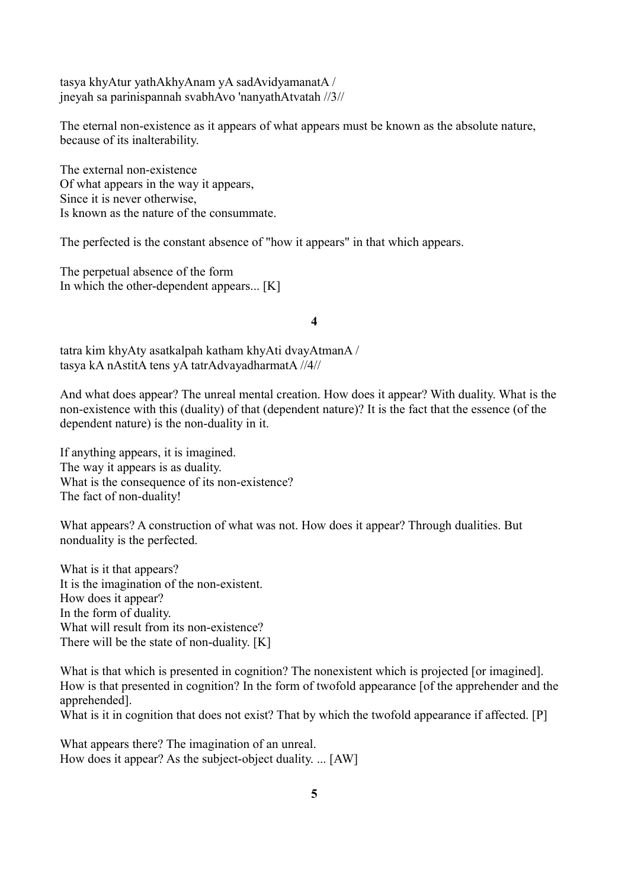tasya khyAtur yathAkhyAnam yA sadAvidyamanatA /
jneyah sa parinispannah svabhAvo 'nanyathAtvatah //3//

The eternal non-existence as it appears of what appears must be known as the absolute nature, because of its inalterability.

The external non-existence
Of what appears in the way it appears,
Since it is never otherwise,
Is known as the nature of the consummate.

The perfected is the constant absence of "how it appears" in that which appears.

The perpetual absence of the form
In which the other-dependent appears... [K]

**4**

tatra kim khyAty asatkalpah katham khyAti dvayAtmanA /
tasya kA nAstitA tens yA tatrAdvayadharmatA //4//

And what does appear? The unreal mental creation. How does it appear? With duality. What is the non-existence with this (duality) of that (dependent nature)? It is the fact that the essence (of the dependent nature) is the non-duality in it.

If anything appears, it is imagined.
The way it appears is as duality.
What is the consequence of its non-existence?
The fact of non-duality!

What appears? A construction of what was not. How does it appear? Through dualities. But nonduality is the perfected.

What is it that appears?
It is the imagination of the non-existent.
How does it appear?
In the form of duality.
What will result from its non-existence?
There will be the state of non-duality. [K]

What is that which is presented in cognition? The nonexistent which is projected [or imagined]. How is that presented in cognition? In the form of twofold appearance [of the apprehender and the apprehended].
What is it in cognition that does not exist? That by which the twofold appearance if affected. [P]

What appears there? The imagination of an unreal.
How does it appear? As the subject-object duality. ... [AW]

**5**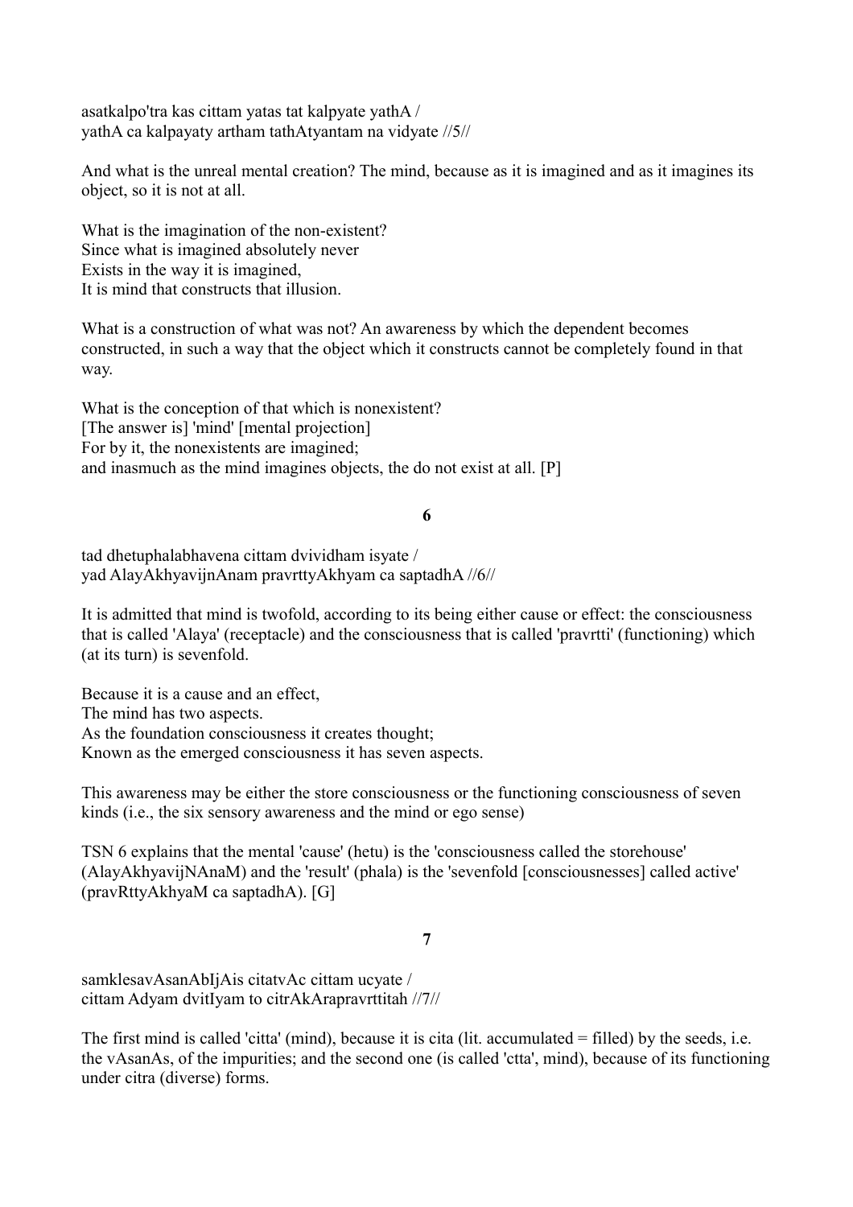asatkalpo'tra kas cittam yatas tat kalpyate yathA /
yathA ca kalpayaty artham tathAtyantam na vidyate //5//

And what is the unreal mental creation? The mind, because as it is imagined and as it imagines its object, so it is not at all.

What is the imagination of the non-existent?
Since what is imagined absolutely never
Exists in the way it is imagined,
It is mind that constructs that illusion.

What is a construction of what was not? An awareness by which the dependent becomes constructed, in such a way that the object which it constructs cannot be completely found in that way.

What is the conception of that which is nonexistent?
[The answer is] 'mind' [mental projection]
For by it, the nonexistents are imagined;
and inasmuch as the mind imagines objects, the do not exist at all. [P]

**6**

tad dhetuphalabhavena cittam dvividham isyate /
yad AlayAkhyavijnAnam pravrttyAkhyam ca saptadhA //6//

It is admitted that mind is twofold, according to its being either cause or effect: the consciousness that is called 'Alaya' (receptacle) and the consciousness that is called 'pravrtti' (functioning) which (at its turn) is sevenfold.

Because it is a cause and an effect,
The mind has two aspects.
As the foundation consciousness it creates thought;
Known as the emerged consciousness it has seven aspects.

This awareness may be either the store consciousness or the functioning consciousness of seven kinds (i.e., the six sensory awareness and the mind or ego sense)

TSN 6 explains that the mental 'cause' (hetu) is the 'consciousness called the storehouse' (AlayAkhyavijNAnaM) and the 'result' (phala) is the 'sevenfold [consciousnesses] called active' (pravRttyAkhyaM ca saptadhA). [G]

**7**

samklesavAsanAbIjAis citatvAc cittam ucyate /
cittam Adyam dvitIyam to citrAkArapravrttitah //7//

The first mind is called 'citta' (mind), because it is cita (lit. accumulated = filled) by the seeds, i.e. the vAsanAs, of the impurities; and the second one (is called 'ctta', mind), because of its functioning under citra (diverse) forms.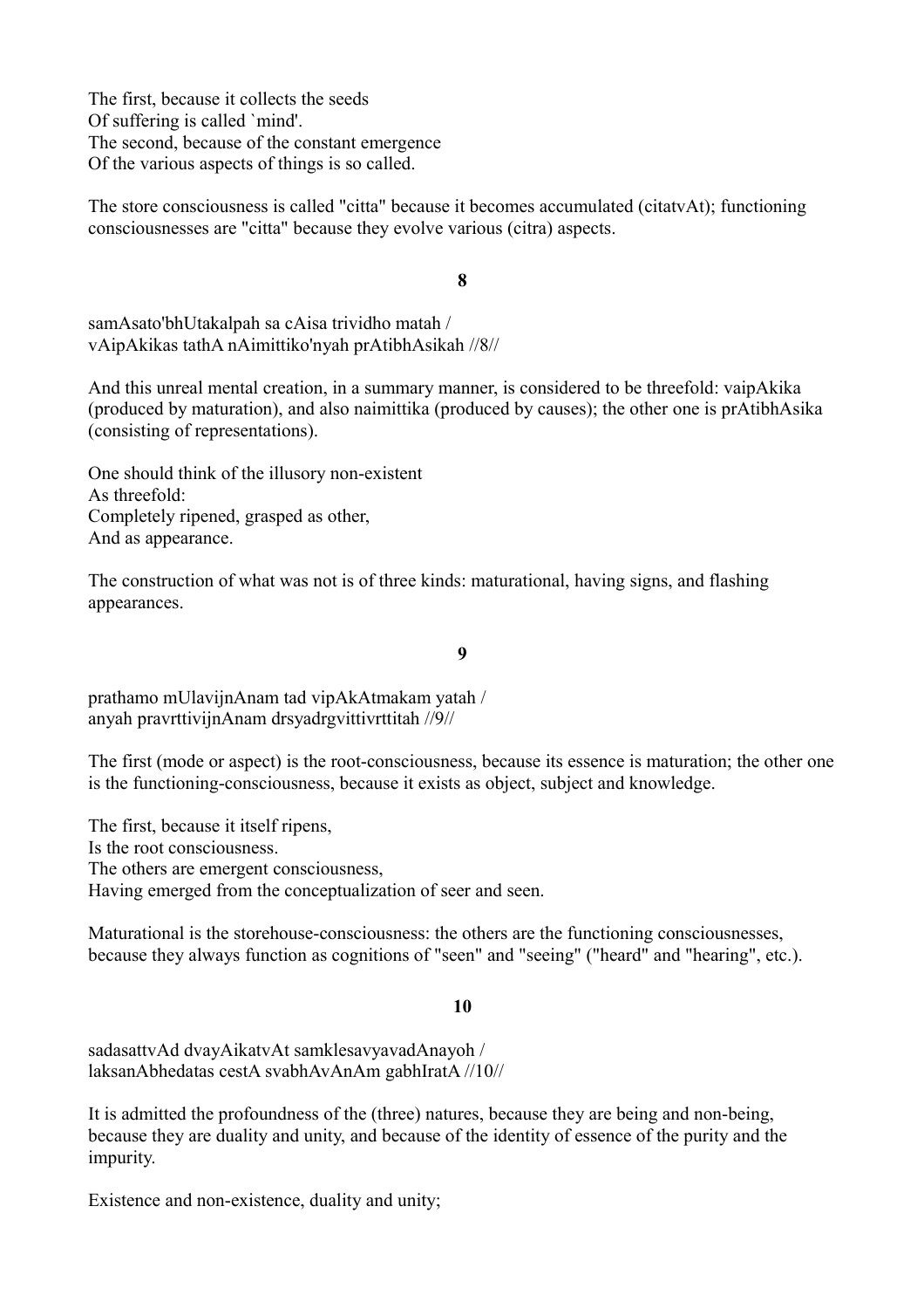The first, because it collects the seeds
Of suffering is called `mind'.
The second, because of the constant emergence
Of the various aspects of things is so called.

The store consciousness is called "citta" because it becomes accumulated (citatvAt); functioning consciousnesses are "citta" because they evolve various (citra) aspects.

**8**

samAsato'bhUtakalpah sa cAisa trividho matah /
vAipAkikas tathA nAimittiko'nyah prAtibhAsikah //8//

And this unreal mental creation, in a summary manner, is considered to be threefold: vaipAkika (produced by maturation), and also naimittika (produced by causes); the other one is prAtibhAsika (consisting of representations).

One should think of the illusory non-existent
As threefold:
Completely ripened, grasped as other,
And as appearance.

The construction of what was not is of three kinds: maturational, having signs, and flashing appearances.

**9**

prathamo mUlavijnAnam tad vipAkAtmakam yatah /
anyah pravrttivijnAnam drsyadrgvittivrttitah //9//

The first (mode or aspect) is the root-consciousness, because its essence is maturation; the other one is the functioning-consciousness, because it exists as object, subject and knowledge.

The first, because it itself ripens,
Is the root consciousness.
The others are emergent consciousness,
Having emerged from the conceptualization of seer and seen.

Maturational is the storehouse-consciousness: the others are the functioning consciousnesses, because they always function as cognitions of "seen" and "seeing" ("heard" and "hearing", etc.).

**10**

sadasattvAd dvayAikatvAt samklesavyavadAnayoh /
laksanAbhedatas cestA svabhAvAnAm gabhIratA //10//

It is admitted the profoundness of the (three) natures, because they are being and non-being, because they are duality and unity, and because of the identity of essence of the purity and the impurity.

Existence and non-existence, duality and unity;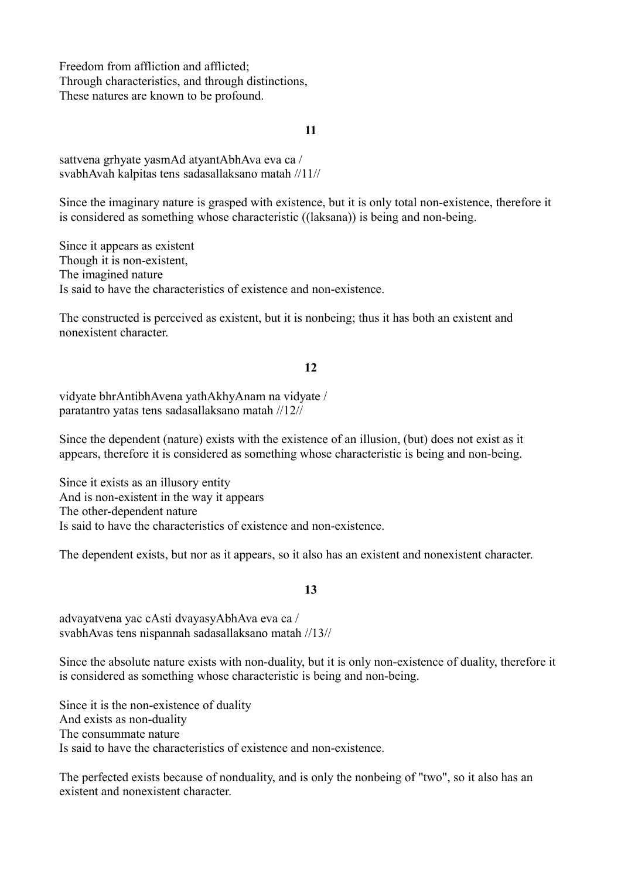Freedom from affliction and afflicted;
Through characteristics, and through distinctions,
These natures are known to be profound.

**11**

sattvena grhyate yasmAd atyantAbhAva eva ca /
svabhAvah kalpitas tens sadasallaksano matah //11//

Since the imaginary nature is grasped with existence, but it is only total non-existence, therefore it is considered as something whose characteristic ((laksana)) is being and non-being.

Since it appears as existent
Though it is non-existent,
The imagined nature
Is said to have the characteristics of existence and non-existence.

The constructed is perceived as existent, but it is nonbeing; thus it has both an existent and nonexistent character.

**12**

vidyate bhrAntibhAvena yathAkhyAnam na vidyate /
paratantro yatas tens sadasallaksano matah //12//

Since the dependent (nature) exists with the existence of an illusion, (but) does not exist as it appears, therefore it is considered as something whose characteristic is being and non-being.

Since it exists as an illusory entity
And is non-existent in the way it appears
The other-dependent nature
Is said to have the characteristics of existence and non-existence.

The dependent exists, but nor as it appears, so it also has an existent and nonexistent character.

**13**

advayatvena yac cAsti dvayasyAbhAva eva ca /
svabhAvas tens nispannah sadasallaksano matah //13//

Since the absolute nature exists with non-duality, but it is only non-existence of duality, therefore it is considered as something whose characteristic is being and non-being.

Since it is the non-existence of duality
And exists as non-duality
The consummate nature
Is said to have the characteristics of existence and non-existence.

The perfected exists because of nonduality, and is only the nonbeing of "two", so it also has an existent and nonexistent character.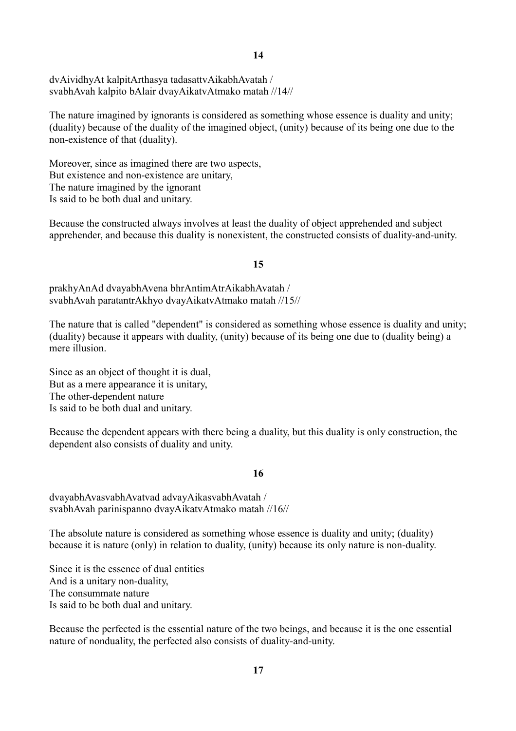## 14

dvAividhyAt kalpitArthasya tadasattvAikabhAvatah /
svabhAvah kalpito bAlair dvayAikatvAtmako matah //14//

The nature imagined by ignorants is considered as something whose essence is duality and unity; (duality) because of the duality of the imagined object, (unity) because of its being one due to the non-existence of that (duality).

Moreover, since as imagined there are two aspects,
But existence and non-existence are unitary,
The nature imagined by the ignorant
Is said to be both dual and unitary.

Because the constructed always involves at least the duality of object apprehended and subject apprehender, and because this duality is nonexistent, the constructed consists of duality-and-unity.

## 15

prakhyAnAd dvayabhAvena bhrAntimAtrAikabhAvatah /
svabhAvah paratantrAkhyo dvayAikatvAtmako matah //15//

The nature that is called "dependent" is considered as something whose essence is duality and unity; (duality) because it appears with duality, (unity) because of its being one due to (duality being) a mere illusion.

Since as an object of thought it is dual,
But as a mere appearance it is unitary,
The other-dependent nature
Is said to be both dual and unitary.

Because the dependent appears with there being a duality, but this duality is only construction, the dependent also consists of duality and unity.

## 16

dvayabhAvasvabhAvatvad advayAikasvabhAvatah /
svabhAvah parinispanno dvayAikatvAtmako matah //16//

The absolute nature is considered as something whose essence is duality and unity; (duality) because it is nature (only) in relation to duality, (unity) because its only nature is non-duality.

Since it is the essence of dual entities
And is a unitary non-duality,
The consummate nature
Is said to be both dual and unitary.

Because the perfected is the essential nature of the two beings, and because it is the one essential nature of nonduality, the perfected also consists of duality-and-unity.

## 17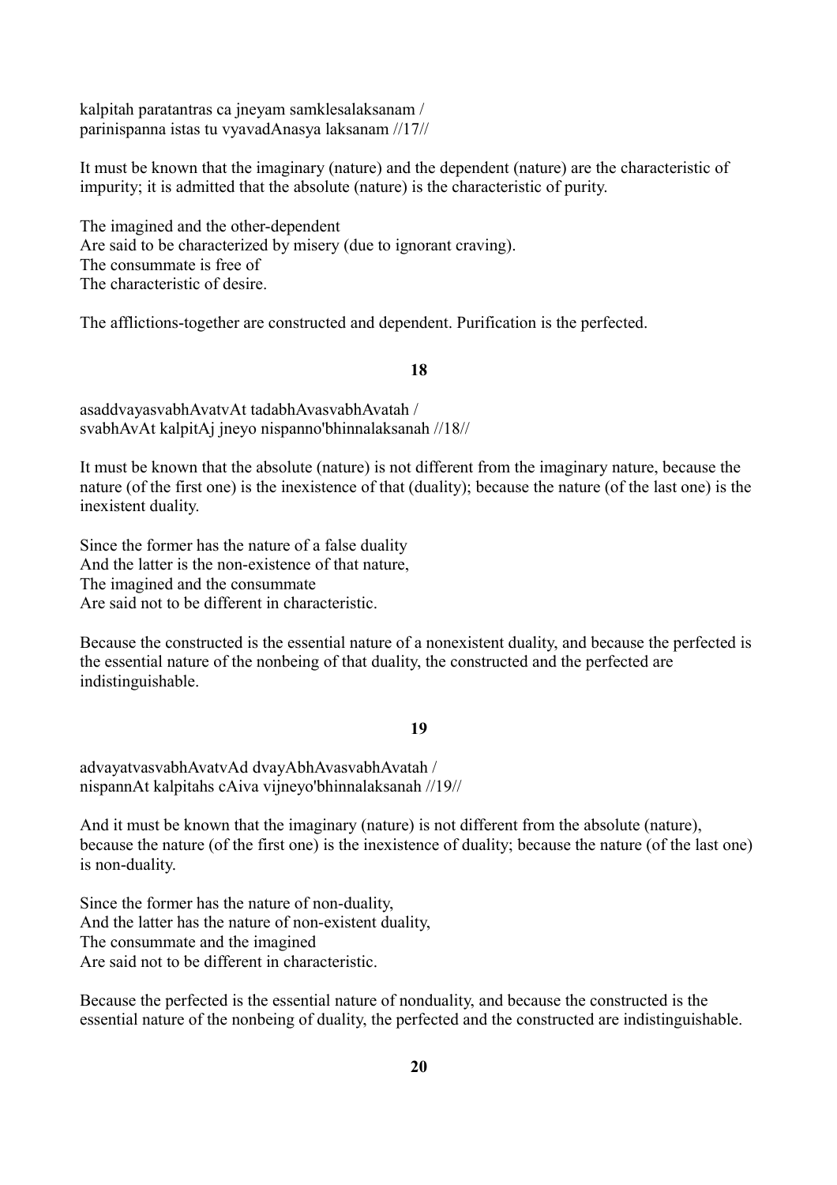kalpitah paratantras ca jneyam samklesalaksanam /
parinispanna istas tu vyavadAnasya laksanam //17//

It must be known that the imaginary (nature) and the dependent (nature) are the characteristic of impurity; it is admitted that the absolute (nature) is the characteristic of purity.

The imagined and the other-dependent
Are said to be characterized by misery (due to ignorant craving).
The consummate is free of
The characteristic of desire.

The afflictions-together are constructed and dependent. Purification is the perfected.

**18**

asaddvayasvabhAvatvAt tadabhAvasvabhAvatah /
svabhAvAt kalpitAj jneyo nispanno'bhinnalaksanah //18//

It must be known that the absolute (nature) is not different from the imaginary nature, because the nature (of the first one) is the inexistence of that (duality); because the nature (of the last one) is the inexistent duality.

Since the former has the nature of a false duality
And the latter is the non-existence of that nature,
The imagined and the consummate
Are said not to be different in characteristic.

Because the constructed is the essential nature of a nonexistent duality, and because the perfected is the essential nature of the nonbeing of that duality, the constructed and the perfected are indistinguishable.

**19**

advayatvasvabhAvatvAd dvayAbhAvasvabhAvatah /
nispannAt kalpitahs cAiva vijneyo'bhinnalaksanah //19//

And it must be known that the imaginary (nature) is not different from the absolute (nature), because the nature (of the first one) is the inexistence of duality; because the nature (of the last one) is non-duality.

Since the former has the nature of non-duality,
And the latter has the nature of non-existent duality,
The consummate and the imagined
Are said not to be different in characteristic.

Because the perfected is the essential nature of nonduality, and because the constructed is the essential nature of the nonbeing of duality, the perfected and the constructed are indistinguishable.

**20**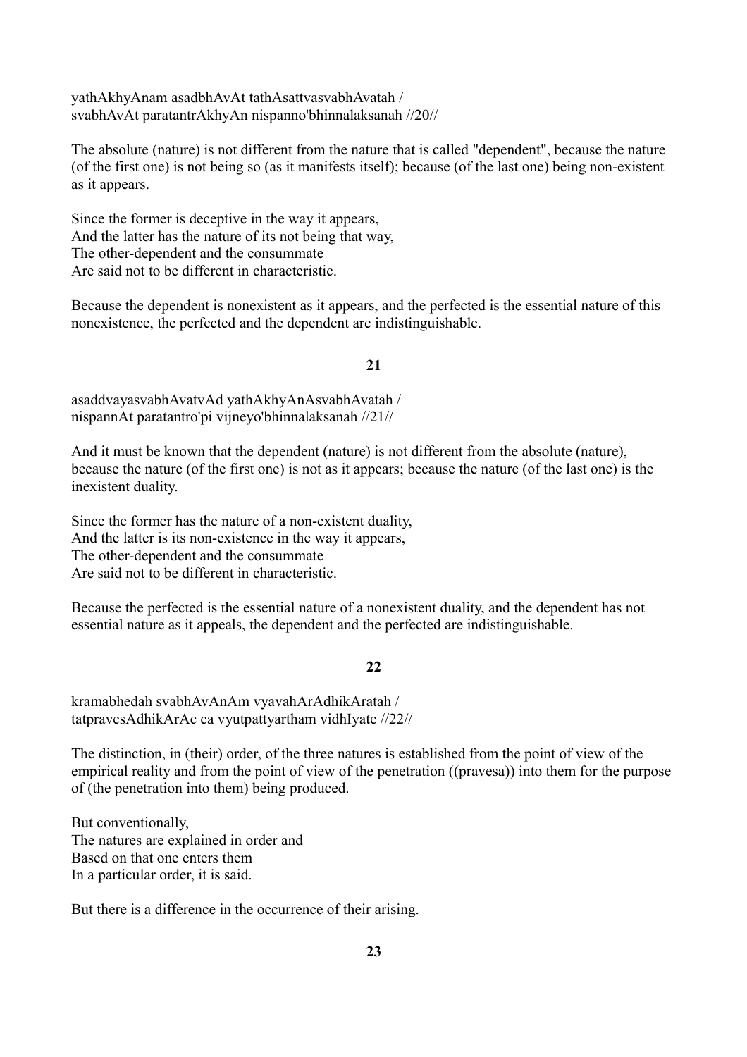yathAkhyAnam asadbhAvAt tathAsattvasvabhAvatah /
svabhAvAt paratantrAkhyAn nispanno'bhinnalaksanah //20//

The absolute (nature) is not different from the nature that is called "dependent", because the nature (of the first one) is not being so (as it manifests itself); because (of the last one) being non-existent as it appears.

Since the former is deceptive in the way it appears,
And the latter has the nature of its not being that way,
The other-dependent and the consummate
Are said not to be different in characteristic.

Because the dependent is nonexistent as it appears, and the perfected is the essential nature of this nonexistence, the perfected and the dependent are indistinguishable.

**21**

asaddvayasvabhAvatvAd yathAkhyAnAsvabhAvatah /
nispannAt paratantro'pi vijneyo'bhinnalaksanah //21//

And it must be known that the dependent (nature) is not different from the absolute (nature), because the nature (of the first one) is not as it appears; because the nature (of the last one) is the inexistent duality.

Since the former has the nature of a non-existent duality,
And the latter is its non-existence in the way it appears,
The other-dependent and the consummate
Are said not to be different in characteristic.

Because the perfected is the essential nature of a nonexistent duality, and the dependent has not essential nature as it appeals, the dependent and the perfected are indistinguishable.

**22**

kramabhedah svabhAvAnAm vyavahArAdhikAratah /
tatpravesAdhikArAc ca vyutpattyartham vidhIyate //22//

The distinction, in (their) order, of the three natures is established from the point of view of the empirical reality and from the point of view of the penetration ((pravesa)) into them for the purpose of (the penetration into them) being produced.

But conventionally,
The natures are explained in order and
Based on that one enters them
In a particular order, it is said.

But there is a difference in the occurrence of their arising.

**23**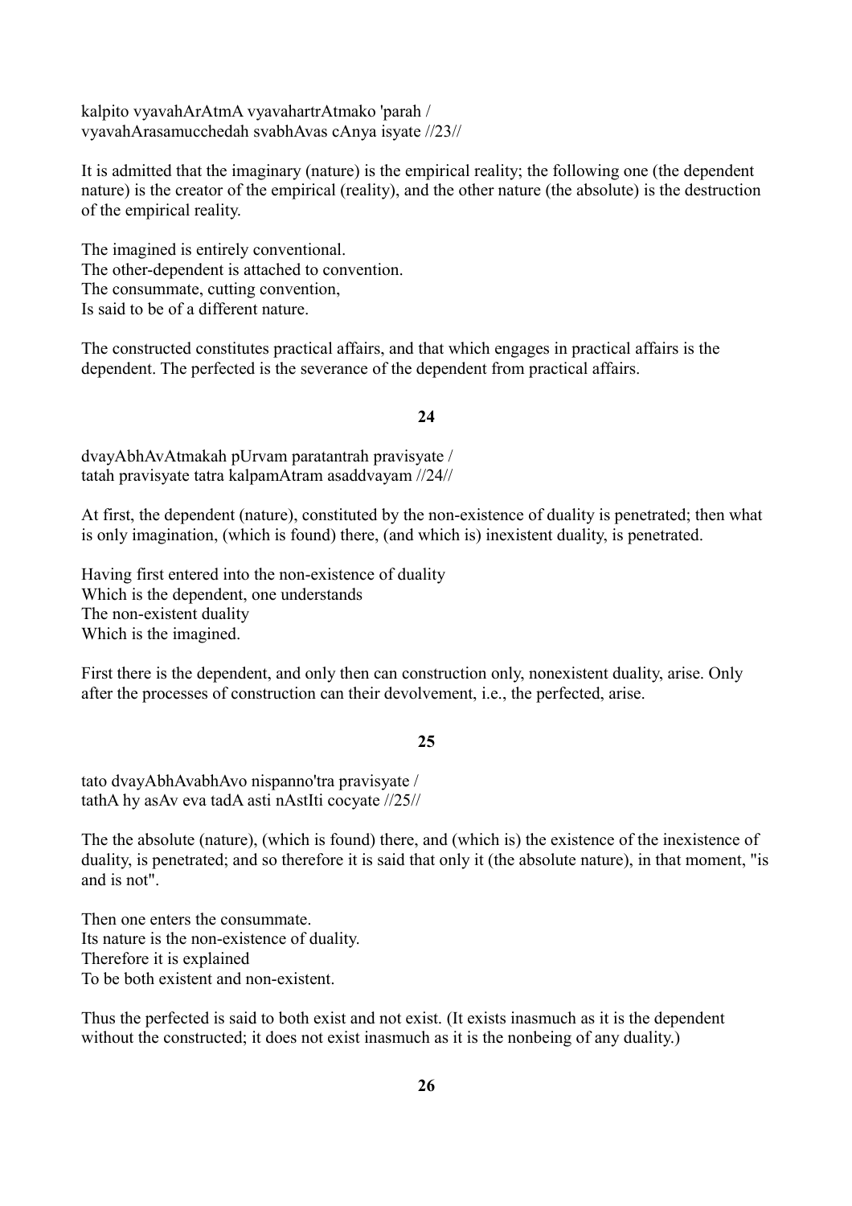kalpito vyavahArAtmA vyavahartrAtmako 'parah /
vyavahArasamucchedah svabhAvas cAnya isyate //23//

It is admitted that the imaginary (nature) is the empirical reality; the following one (the dependent nature) is the creator of the empirical (reality), and the other nature (the absolute) is the destruction of the empirical reality.

The imagined is entirely conventional.
The other-dependent is attached to convention.
The consummate, cutting convention,
Is said to be of a different nature.

The constructed constitutes practical affairs, and that which engages in practical affairs is the dependent. The perfected is the severance of the dependent from practical affairs.

**24**

dvayAbhAvAtmakah pUrvam paratantrah pravisyate /
tatah pravisyate tatra kalpamAtram asaddvayam //24//

At first, the dependent (nature), constituted by the non-existence of duality is penetrated; then what is only imagination, (which is found) there, (and which is) inexistent duality, is penetrated.

Having first entered into the non-existence of duality
Which is the dependent, one understands
The non-existent duality
Which is the imagined.

First there is the dependent, and only then can construction only, nonexistent duality, arise. Only after the processes of construction can their devolvement, i.e., the perfected, arise.

**25**

tato dvayAbhAvabhAvo nispanno'tra pravisyate /
tathA hy asAv eva tadA asti nAstIti cocyate //25//

The the absolute (nature), (which is found) there, and (which is) the existence of the inexistence of duality, is penetrated; and so therefore it is said that only it (the absolute nature), in that moment, "is and is not".

Then one enters the consummate.
Its nature is the non-existence of duality.
Therefore it is explained
To be both existent and non-existent.

Thus the perfected is said to both exist and not exist. (It exists inasmuch as it is the dependent without the constructed; it does not exist inasmuch as it is the nonbeing of any duality.)

**26**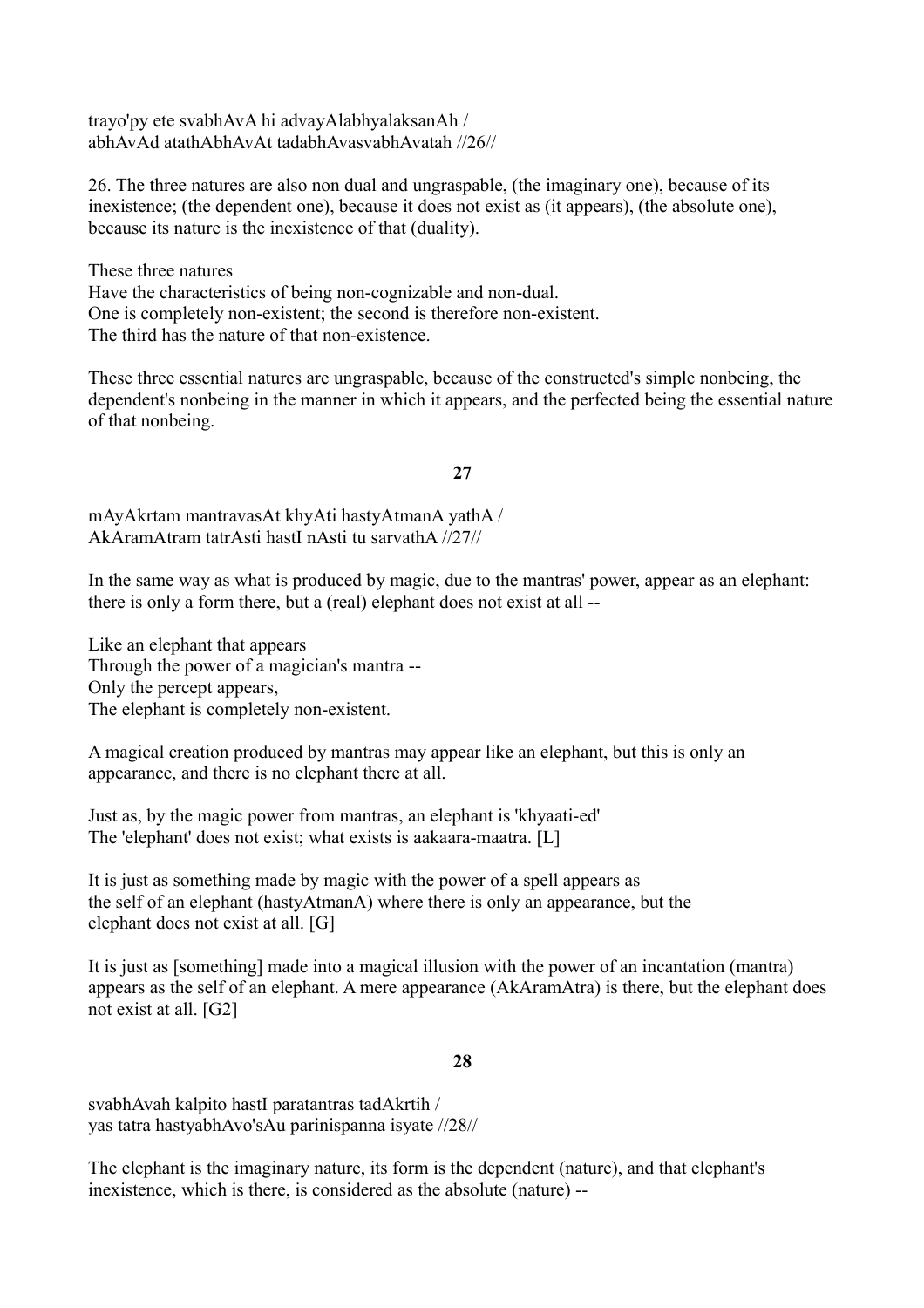trayo'py ete svabhAvA hi advayAlabhyalaksanAh /
abhAvAd atathAbhAvAt tadabhAvasvabhAvatah //26//

26. The three natures are also non dual and ungraspable, (the imaginary one), because of its inexistence; (the dependent one), because it does not exist as (it appears), (the absolute one), because its nature is the inexistence of that (duality).

These three natures
Have the characteristics of being non-cognizable and non-dual.
One is completely non-existent; the second is therefore non-existent.
The third has the nature of that non-existence.

These three essential natures are ungraspable, because of the constructed's simple nonbeing, the dependent's nonbeing in the manner in which it appears, and the perfected being the essential nature of that nonbeing.

**27**

mAyAkrtam mantravasAt khyAti hastyAtmanA yathA /
AkAramAtram tatrAsti hastI nAsti tu sarvathA //27//

In the same way as what is produced by magic, due to the mantras' power, appear as an elephant: there is only a form there, but a (real) elephant does not exist at all --

Like an elephant that appears
Through the power of a magician's mantra --
Only the percept appears,
The elephant is completely non-existent.

A magical creation produced by mantras may appear like an elephant, but this is only an appearance, and there is no elephant there at all.

Just as, by the magic power from mantras, an elephant is 'khyaati-ed'
The 'elephant' does not exist; what exists is aakaara-maatra. [L]

It is just as something made by magic with the power of a spell appears as
the self of an elephant (hastyAtmanA) where there is only an appearance, but the
elephant does not exist at all. [G]

It is just as [something] made into a magical illusion with the power of an incantation (mantra) appears as the self of an elephant. A mere appearance (AkAramAtra) is there, but the elephant does not exist at all. [G2]

**28**

svabhAvah kalpito hastI paratantras tadAkrtih /
yas tatra hastyabhAvo'sAu parinispanna isyate //28//

The elephant is the imaginary nature, its form is the dependent (nature), and that elephant's inexistence, which is there, is considered as the absolute (nature) --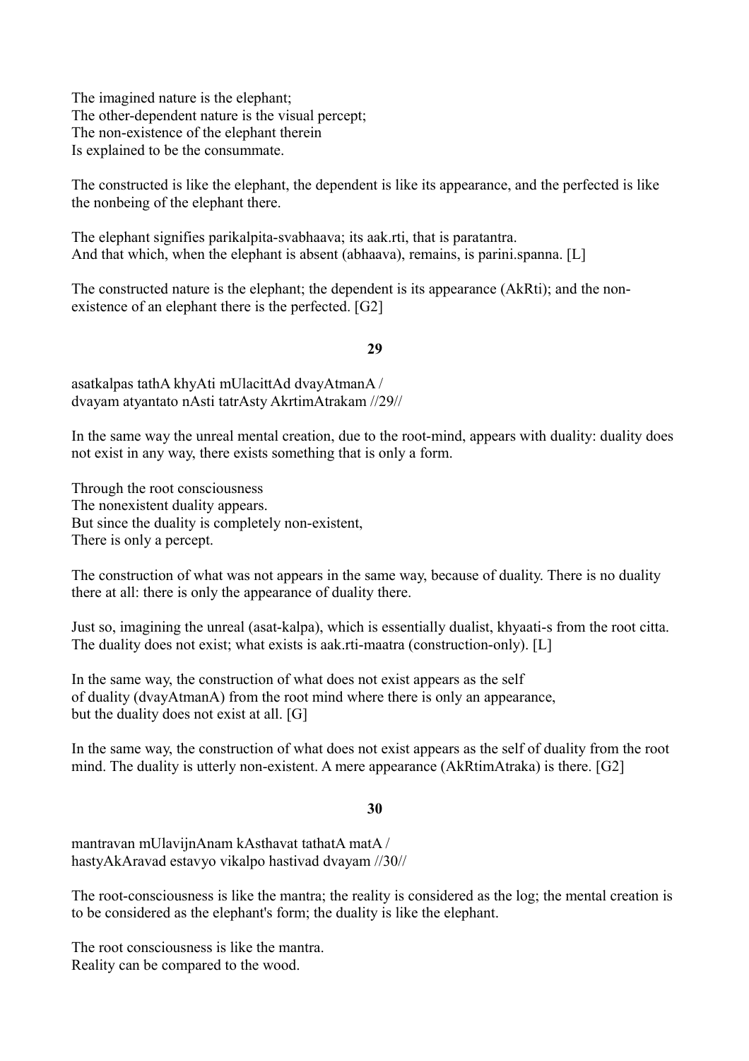The imagined nature is the elephant;
The other-dependent nature is the visual percept;
The non-existence of the elephant therein
Is explained to be the consummate.

The constructed is like the elephant, the dependent is like its appearance, and the perfected is like the nonbeing of the elephant there.

The elephant signifies parikalpita-svabhaava; its aak.rti, that is paratantra.
And that which, when the elephant is absent (abhaava), remains, is parini.spanna. [L]

The constructed nature is the elephant; the dependent is its appearance (AkRti); and the non-existence of an elephant there is the perfected. [G2]

**29**

asatkalpas tathA khyAti mUlacittAd dvayAtmanA /
dvayam atyantato nAsti tatrAsty AkrtimAtrakam //29//

In the same way the unreal mental creation, due to the root-mind, appears with duality: duality does not exist in any way, there exists something that is only a form.

Through the root consciousness
The nonexistent duality appears.
But since the duality is completely non-existent,
There is only a percept.

The construction of what was not appears in the same way, because of duality. There is no duality there at all: there is only the appearance of duality there.

Just so, imagining the unreal (asat-kalpa), which is essentially dualist, khyaati-s from the root citta. The duality does not exist; what exists is aak.rti-maatra (construction-only). [L]

In the same way, the construction of what does not exist appears as the self
of duality (dvayAtmanA) from the root mind where there is only an appearance,
but the duality does not exist at all. [G]

In the same way, the construction of what does not exist appears as the self of duality from the root mind. The duality is utterly non-existent. A mere appearance (AkRtimAtraka) is there. [G2]

**30**

mantravan mUlavijnAnam kAsthavat tathatA matA /
hastyAkAravad estavyo vikalpo hastivad dvayam //30//

The root-consciousness is like the mantra; the reality is considered as the log; the mental creation is to be considered as the elephant's form; the duality is like the elephant.

The root consciousness is like the mantra.
Reality can be compared to the wood.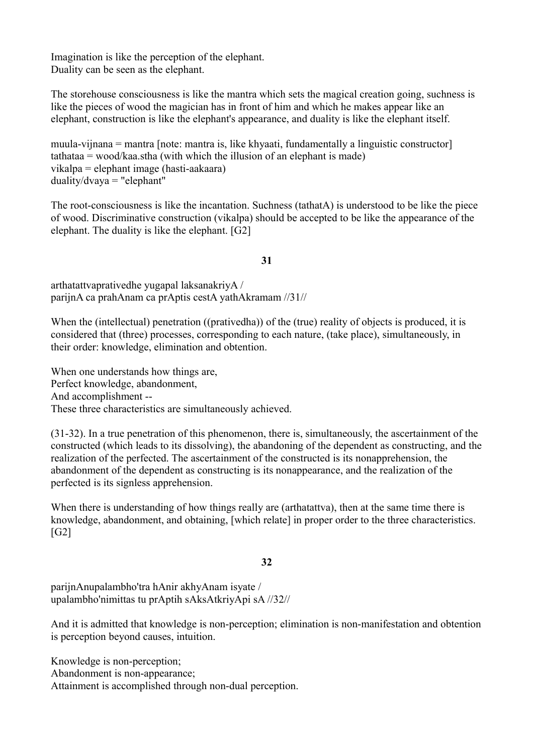Imagination is like the perception of the elephant.
Duality can be seen as the elephant.

The storehouse consciousness is like the mantra which sets the magical creation going, suchness is like the pieces of wood the magician has in front of him and which he makes appear like an elephant, construction is like the elephant's appearance, and duality is like the elephant itself.

muula-vijnana = mantra [note: mantra is, like khyaati, fundamentally a linguistic constructor]
tathataa = wood/kaa.stha (with which the illusion of an elephant is made)
vikalpa = elephant image (hasti-aakaara)
duality/dvaya = "elephant"

The root-consciousness is like the incantation. Suchness (tathatA) is understood to be like the piece of wood. Discriminative construction (vikalpa) should be accepted to be like the appearance of the elephant. The duality is like the elephant. [G2]

**31**

arthatattvaprativedhe yugapal laksanakriyA /
parijnA ca prahAnam ca prAptis cestA yathAkramam //31//

When the (intellectual) penetration ((prativedha)) of the (true) reality of objects is produced, it is considered that (three) processes, corresponding to each nature, (take place), simultaneously, in their order: knowledge, elimination and obtention.

When one understands how things are,
Perfect knowledge, abandonment,
And accomplishment --
These three characteristics are simultaneously achieved.

(31-32). In a true penetration of this phenomenon, there is, simultaneously, the ascertainment of the constructed (which leads to its dissolving), the abandoning of the dependent as constructing, and the realization of the perfected. The ascertainment of the constructed is its nonapprehension, the abandonment of the dependent as constructing is its nonappearance, and the realization of the perfected is its signless apprehension.

When there is understanding of how things really are (arthatattva), then at the same time there is knowledge, abandonment, and obtaining, [which relate] in proper order to the three characteristics. [G2]

**32**

parijnAnupalambho'tra hAnir akhyAnam isyate /
upalambho'nimittas tu prAptih sAksAtkriyApi sA //32//

And it is admitted that knowledge is non-perception; elimination is non-manifestation and obtention is perception beyond causes, intuition.

Knowledge is non-perception;
Abandonment is non-appearance;
Attainment is accomplished through non-dual perception.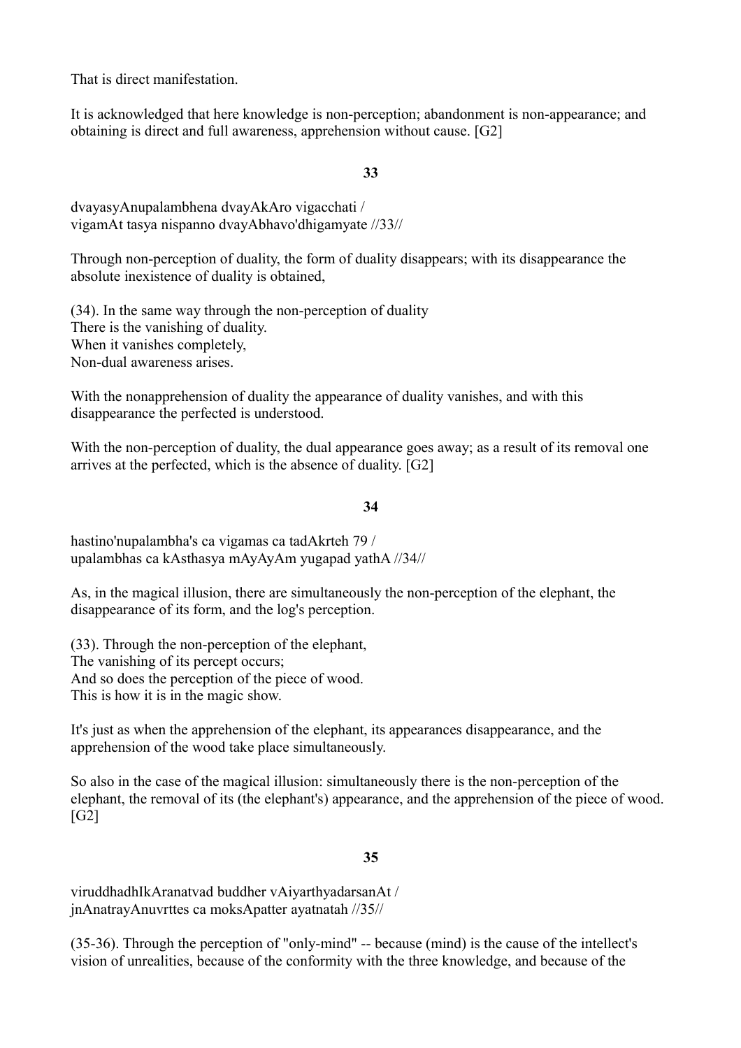That is direct manifestation.

It is acknowledged that here knowledge is non-perception; abandonment is non-appearance; and obtaining is direct and full awareness, apprehension without cause. [G2]

**33**

dvayasyAnupalambhena dvayAkAro vigacchati /
vigamAt tasya nispanno dvayAbhavo'dhigamyate //33//

Through non-perception of duality, the form of duality disappears; with its disappearance the absolute inexistence of duality is obtained,

(34). In the same way through the non-perception of duality
There is the vanishing of duality.
When it vanishes completely,
Non-dual awareness arises.

With the nonapprehension of duality the appearance of duality vanishes, and with this disappearance the perfected is understood.

With the non-perception of duality, the dual appearance goes away; as a result of its removal one arrives at the perfected, which is the absence of duality. [G2]

**34**

hastino'nupalambha's ca vigamas ca tadAkrteh 79 /
upalambhas ca kAsthasya mAyAyAm yugapad yathA //34//

As, in the magical illusion, there are simultaneously the non-perception of the elephant, the disappearance of its form, and the log's perception.

(33). Through the non-perception of the elephant,
The vanishing of its percept occurs;
And so does the perception of the piece of wood.
This is how it is in the magic show.

It's just as when the apprehension of the elephant, its appearances disappearance, and the apprehension of the wood take place simultaneously.

So also in the case of the magical illusion: simultaneously there is the non-perception of the elephant, the removal of its (the elephant's) appearance, and the apprehension of the piece of wood. [G2]

**35**

viruddhadhIkAranatvad buddher vAiyarthyadarsanAt /
jnAnatrayAnuvrttes ca moksApatter ayatnatah //35//

(35-36). Through the perception of "only-mind" -- because (mind) is the cause of the intellect's vision of unrealities, because of the conformity with the three knowledge, and because of the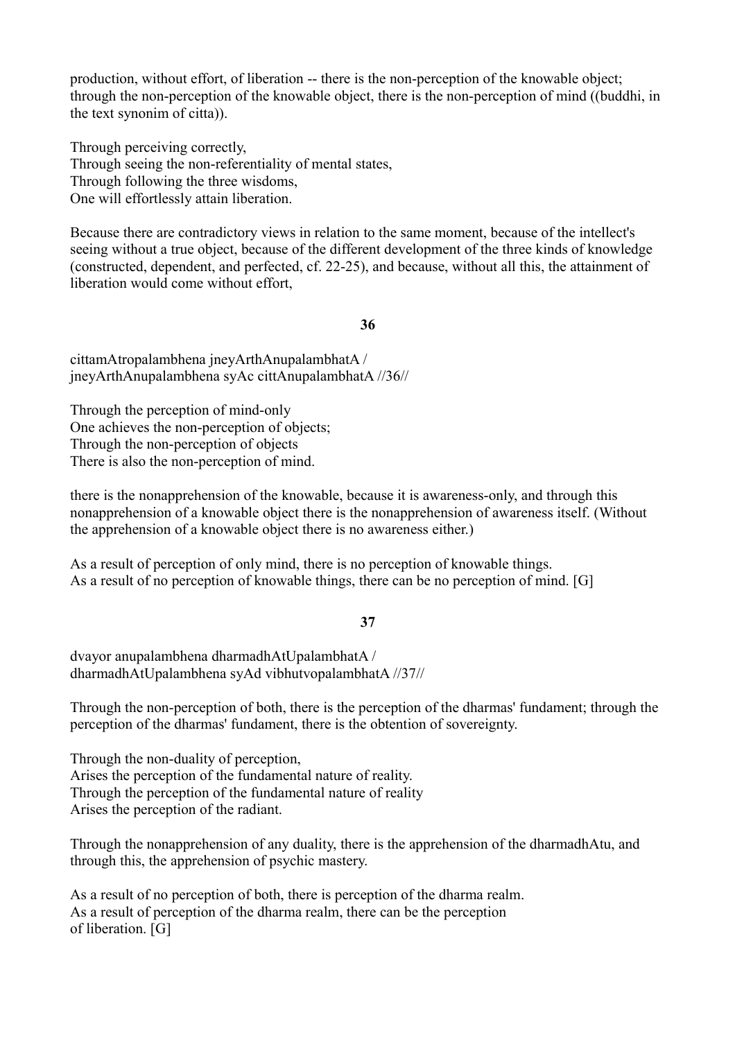production, without effort, of liberation -- there is the non-perception of the knowable object; through the non-perception of the knowable object, there is the non-perception of mind ((buddhi, in the text synonim of citta)).

Through perceiving correctly,
Through seeing the non-referentiality of mental states,
Through following the three wisdoms,
One will effortlessly attain liberation.

Because there are contradictory views in relation to the same moment, because of the intellect's seeing without a true object, because of the different development of the three kinds of knowledge (constructed, dependent, and perfected, cf. 22-25), and because, without all this, the attainment of liberation would come without effort,

**36**

cittamAtropalambhena jneyArthAnupalambhatA /
jneyArthAnupalambhena syAc cittAnupalambhatA //36//

Through the perception of mind-only
One achieves the non-perception of objects;
Through the non-perception of objects
There is also the non-perception of mind.

there is the nonapprehension of the knowable, because it is awareness-only, and through this nonapprehension of a knowable object there is the nonapprehension of awareness itself. (Without the apprehension of a knowable object there is no awareness either.)

As a result of perception of only mind, there is no perception of knowable things.
As a result of no perception of knowable things, there can be no perception of mind. [G]

**37**

dvayor anupalambhena dharmadhAtUpalambhatA /
dharmadhAtUpalambhena syAd vibhutvopalambhatA //37//

Through the non-perception of both, there is the perception of the dharmas' fundament; through the perception of the dharmas' fundament, there is the obtention of sovereignty.

Through the non-duality of perception,
Arises the perception of the fundamental nature of reality.
Through the perception of the fundamental nature of reality
Arises the perception of the radiant.

Through the nonapprehension of any duality, there is the apprehension of the dharmadhAtu, and through this, the apprehension of psychic mastery.

As a result of no perception of both, there is perception of the dharma realm.
As a result of perception of the dharma realm, there can be the perception of liberation. [G]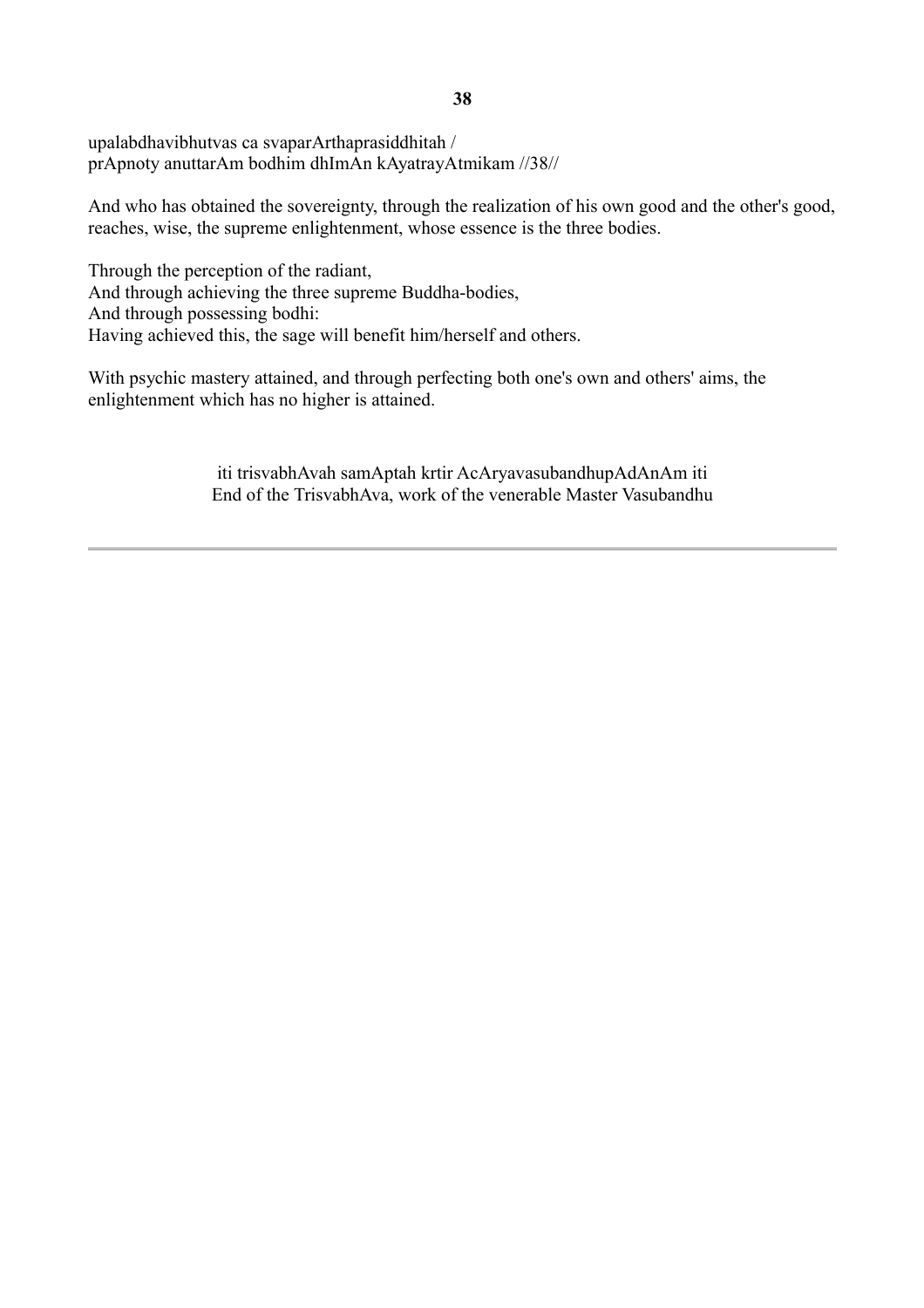**38**

upalabdhavibhutvas ca svaparArthaprasiddhitah /
prApnoty anuttarAm bodhim dhImAn kAyatrayAtmikam //38//

And who has obtained the sovereignty, through the realization of his own good and the other's good, reaches, wise, the supreme enlightenment, whose essence is the three bodies.

Through the perception of the radiant,
And through achieving the three supreme Buddha-bodies,
And through possessing bodhi:
Having achieved this, the sage will benefit him/herself and others.

With psychic mastery attained, and through perfecting both one's own and others' aims, the enlightenment which has no higher is attained.

iti trisvabhAvah samAptah krtir AcAryavasubandhupAdAnAm iti
End of the TrisvabhAva, work of the venerable Master Vasubandhu

---